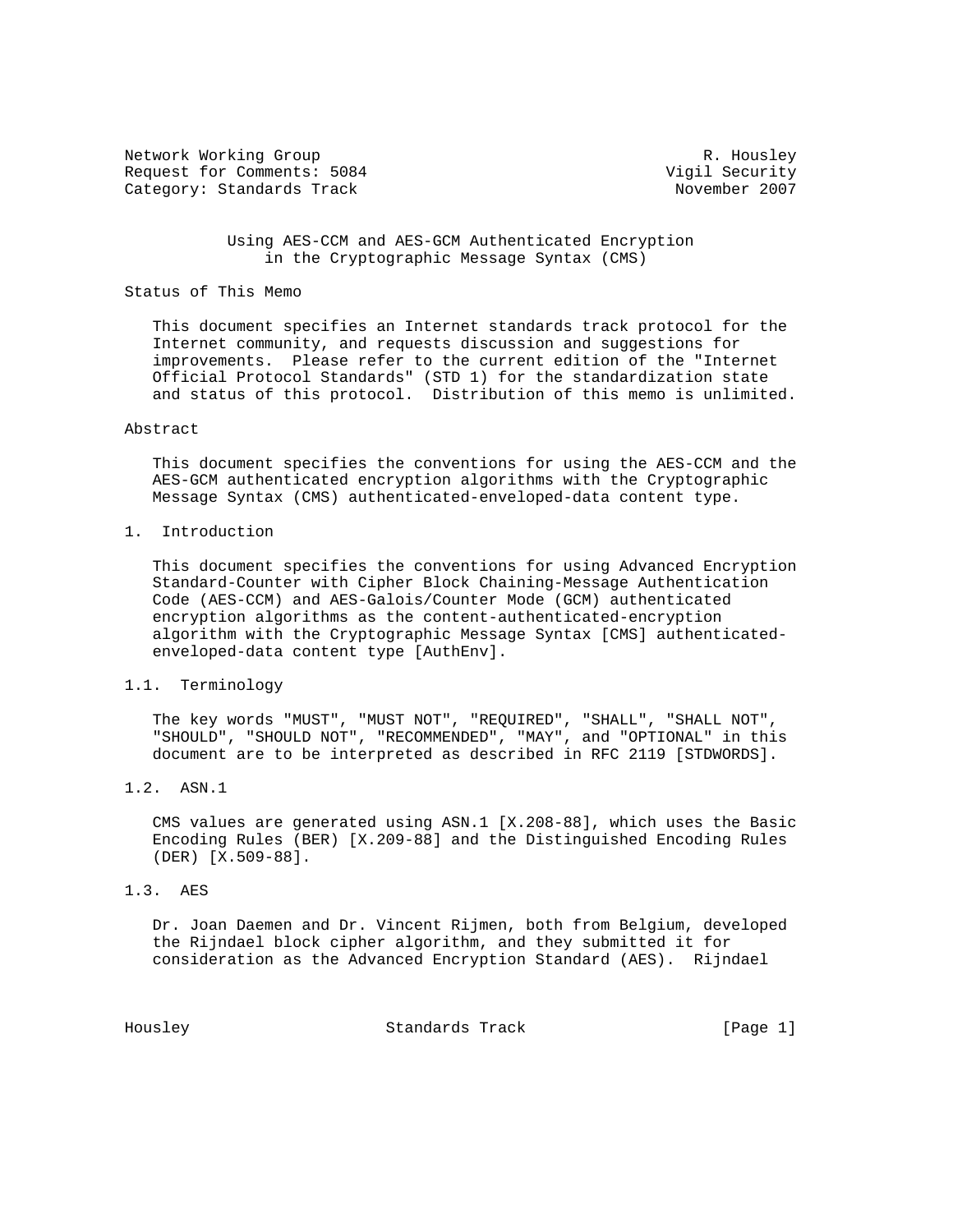Network Working Group R. Housley
Request for Comments: 5084 Vigil Security
Category: Standards Track November 2007

# Using AES-CCM and AES-GCM Authenticated Encryption in the Cryptographic Message Syntax (CMS)

## Status of This Memo

This document specifies an Internet standards track protocol for the Internet community, and requests discussion and suggestions for improvements. Please refer to the current edition of the "Internet Official Protocol Standards" (STD 1) for the standardization state and status of this protocol. Distribution of this memo is unlimited.

## Abstract

This document specifies the conventions for using the AES-CCM and the AES-GCM authenticated encryption algorithms with the Cryptographic Message Syntax (CMS) authenticated-enveloped-data content type.

## 1. Introduction

This document specifies the conventions for using Advanced Encryption Standard-Counter with Cipher Block Chaining-Message Authentication Code (AES-CCM) and AES-Galois/Counter Mode (GCM) authenticated encryption algorithms as the content-authenticated-encryption algorithm with the Cryptographic Message Syntax [CMS] authenticated-enveloped-data content type [AuthEnv].

### 1.1. Terminology

The key words "MUST", "MUST NOT", "REQUIRED", "SHALL", "SHALL NOT", "SHOULD", "SHOULD NOT", "RECOMMENDED", "MAY", and "OPTIONAL" in this document are to be interpreted as described in RFC 2119 [STDWORDS].

### 1.2. ASN.1

CMS values are generated using ASN.1 [X.208-88], which uses the Basic Encoding Rules (BER) [X.209-88] and the Distinguished Encoding Rules (DER) [X.509-88].

### 1.3. AES

Dr. Joan Daemen and Dr. Vincent Rijmen, both from Belgium, developed the Rijndael block cipher algorithm, and they submitted it for consideration as the Advanced Encryption Standard (AES). Rijndael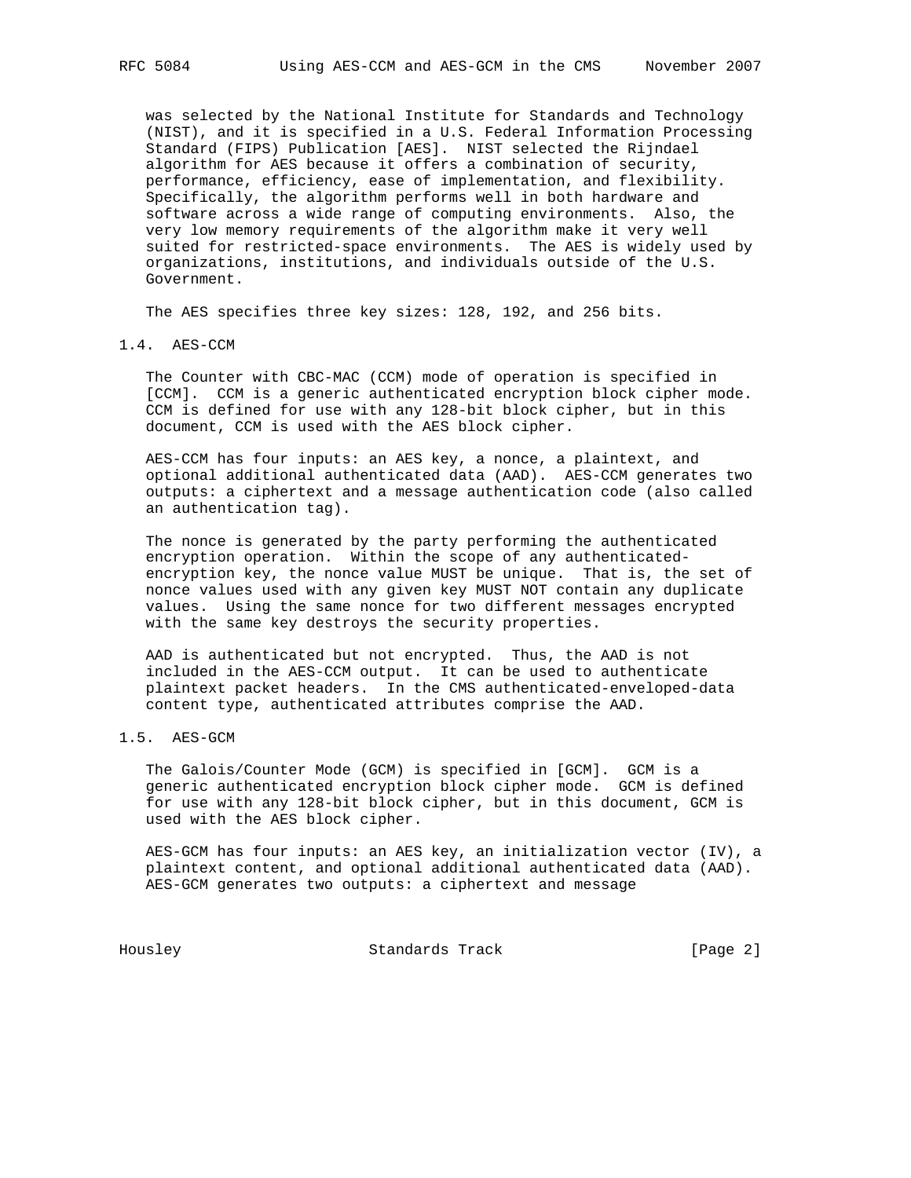was selected by the National Institute for Standards and Technology (NIST), and it is specified in a U.S. Federal Information Processing Standard (FIPS) Publication [AES]. NIST selected the Rijndael algorithm for AES because it offers a combination of security, performance, efficiency, ease of implementation, and flexibility. Specifically, the algorithm performs well in both hardware and software across a wide range of computing environments. Also, the very low memory requirements of the algorithm make it very well suited for restricted-space environments. The AES is widely used by organizations, institutions, and individuals outside of the U.S. Government.

The AES specifies three key sizes: 128, 192, and 256 bits.

## 1.4. AES-CCM

The Counter with CBC-MAC (CCM) mode of operation is specified in [CCM]. CCM is a generic authenticated encryption block cipher mode. CCM is defined for use with any 128-bit block cipher, but in this document, CCM is used with the AES block cipher.

AES-CCM has four inputs: an AES key, a nonce, a plaintext, and optional additional authenticated data (AAD). AES-CCM generates two outputs: a ciphertext and a message authentication code (also called an authentication tag).

The nonce is generated by the party performing the authenticated encryption operation. Within the scope of any authenticated-encryption key, the nonce value MUST be unique. That is, the set of nonce values used with any given key MUST NOT contain any duplicate values. Using the same nonce for two different messages encrypted with the same key destroys the security properties.

AAD is authenticated but not encrypted. Thus, the AAD is not included in the AES-CCM output. It can be used to authenticate plaintext packet headers. In the CMS authenticated-enveloped-data content type, authenticated attributes comprise the AAD.

## 1.5. AES-GCM

The Galois/Counter Mode (GCM) is specified in [GCM]. GCM is a generic authenticated encryption block cipher mode. GCM is defined for use with any 128-bit block cipher, but in this document, GCM is used with the AES block cipher.

AES-GCM has four inputs: an AES key, an initialization vector (IV), a plaintext content, and optional additional authenticated data (AAD). AES-GCM generates two outputs: a ciphertext and message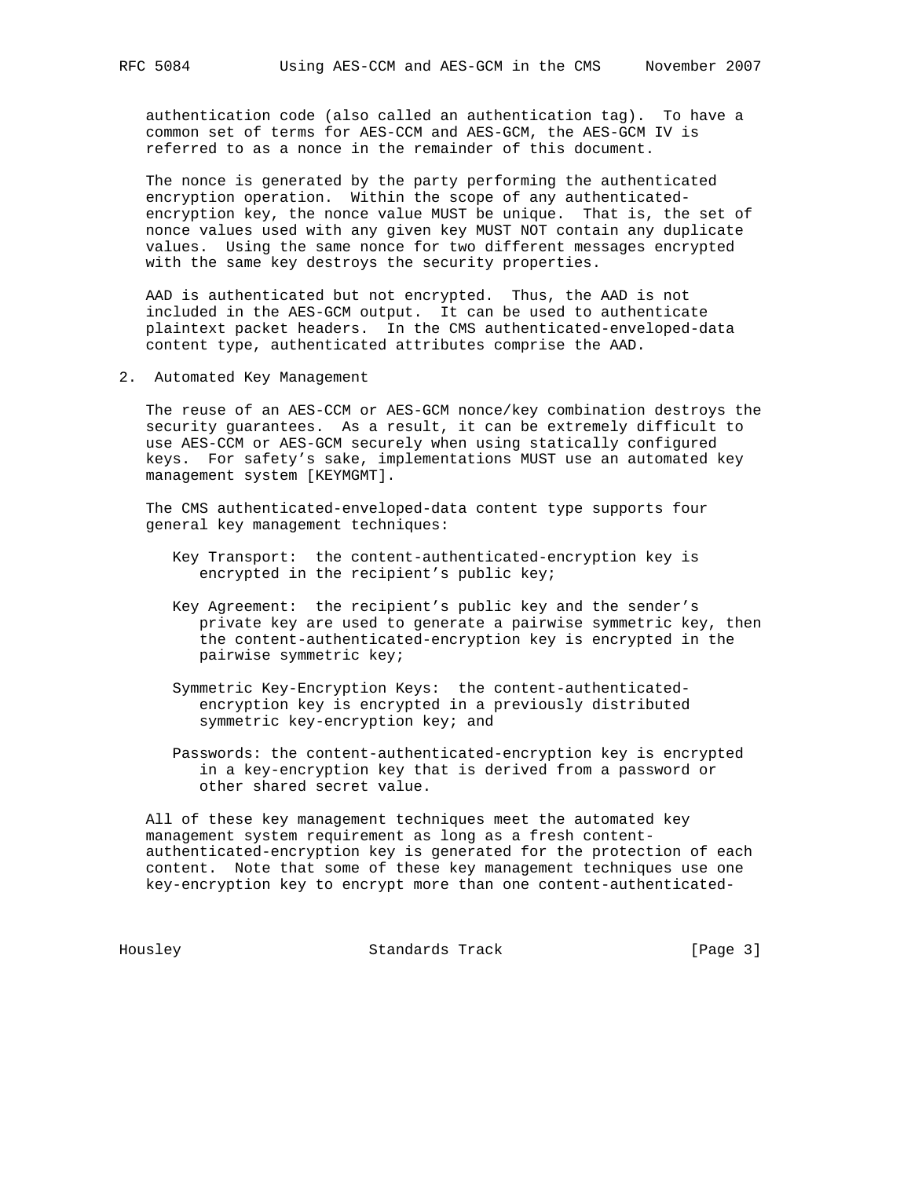authentication code (also called an authentication tag). To have a common set of terms for AES-CCM and AES-GCM, the AES-GCM IV is referred to as a nonce in the remainder of this document.

The nonce is generated by the party performing the authenticated encryption operation. Within the scope of any authenticated-encryption key, the nonce value MUST be unique. That is, the set of nonce values used with any given key MUST NOT contain any duplicate values. Using the same nonce for two different messages encrypted with the same key destroys the security properties.

AAD is authenticated but not encrypted. Thus, the AAD is not included in the AES-GCM output. It can be used to authenticate plaintext packet headers. In the CMS authenticated-enveloped-data content type, authenticated attributes comprise the AAD.

## 2. Automated Key Management

The reuse of an AES-CCM or AES-GCM nonce/key combination destroys the security guarantees. As a result, it can be extremely difficult to use AES-CCM or AES-GCM securely when using statically configured keys. For safety's sake, implementations MUST use an automated key management system [KEYMGMT].

The CMS authenticated-enveloped-data content type supports four general key management techniques:

- Key Transport: the content-authenticated-encryption key is encrypted in the recipient's public key;

- Key Agreement: the recipient's public key and the sender's private key are used to generate a pairwise symmetric key, then the content-authenticated-encryption key is encrypted in the pairwise symmetric key;

- Symmetric Key-Encryption Keys: the content-authenticated-encryption key is encrypted in a previously distributed symmetric key-encryption key; and

- Passwords: the content-authenticated-encryption key is encrypted in a key-encryption key that is derived from a password or other shared secret value.

All of these key management techniques meet the automated key management system requirement as long as a fresh content-authenticated-encryption key is generated for the protection of each content. Note that some of these key management techniques use one key-encryption key to encrypt more than one content-authenticated-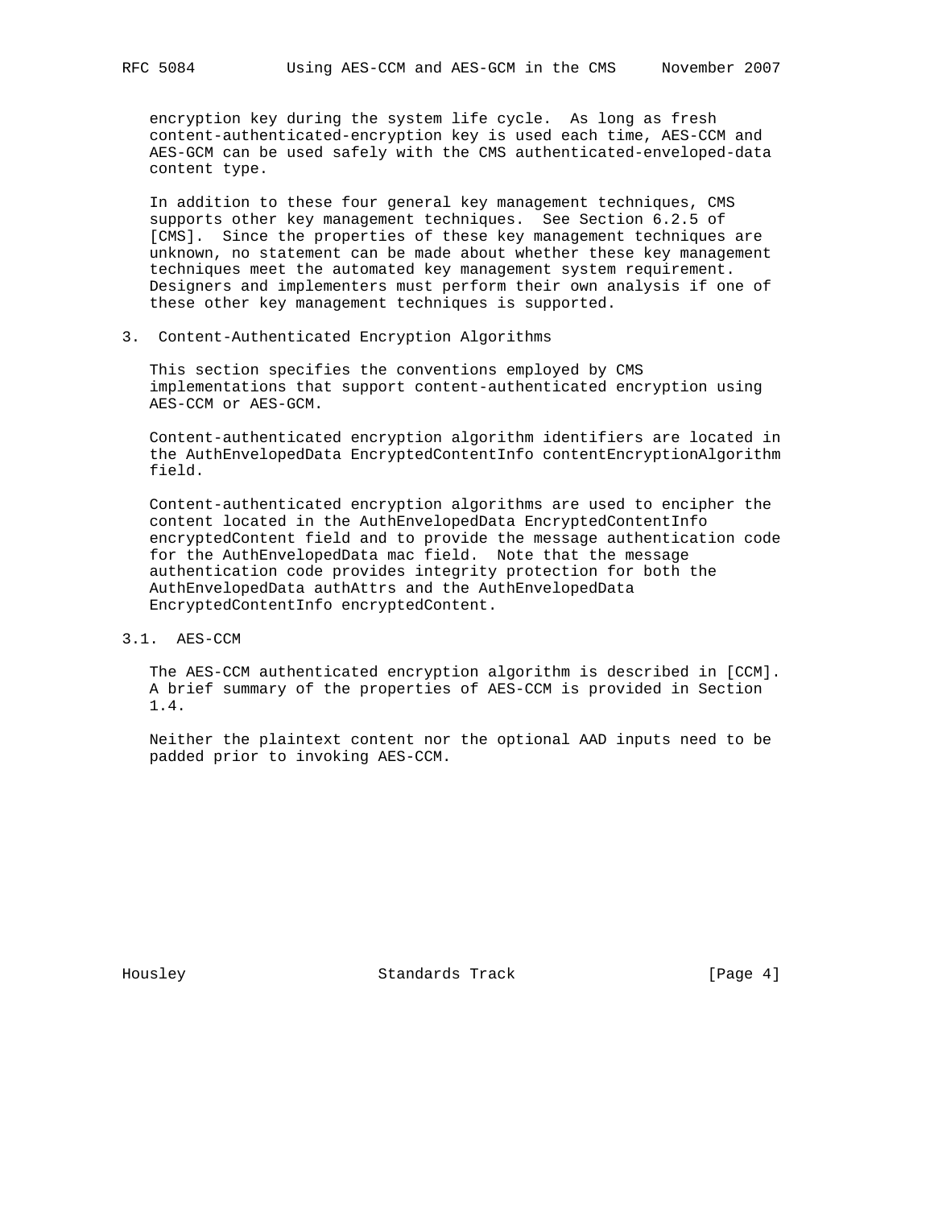encryption key during the system life cycle. As long as fresh content-authenticated-encryption key is used each time, AES-CCM and AES-GCM can be used safely with the CMS authenticated-enveloped-data content type.

In addition to these four general key management techniques, CMS supports other key management techniques. See Section 6.2.5 of [CMS]. Since the properties of these key management techniques are unknown, no statement can be made about whether these key management techniques meet the automated key management system requirement. Designers and implementers must perform their own analysis if one of these other key management techniques is supported.

## 3. Content-Authenticated Encryption Algorithms

This section specifies the conventions employed by CMS implementations that support content-authenticated encryption using AES-CCM or AES-GCM.

Content-authenticated encryption algorithm identifiers are located in the AuthEnvelopedData EncryptedContentInfo contentEncryptionAlgorithm field.

Content-authenticated encryption algorithms are used to encipher the content located in the AuthEnvelopedData EncryptedContentInfo encryptedContent field and to provide the message authentication code for the AuthEnvelopedData mac field. Note that the message authentication code provides integrity protection for both the AuthEnvelopedData authAttrs and the AuthEnvelopedData EncryptedContentInfo encryptedContent.

### 3.1. AES-CCM

The AES-CCM authenticated encryption algorithm is described in [CCM]. A brief summary of the properties of AES-CCM is provided in Section 1.4.

Neither the plaintext content nor the optional AAD inputs need to be padded prior to invoking AES-CCM.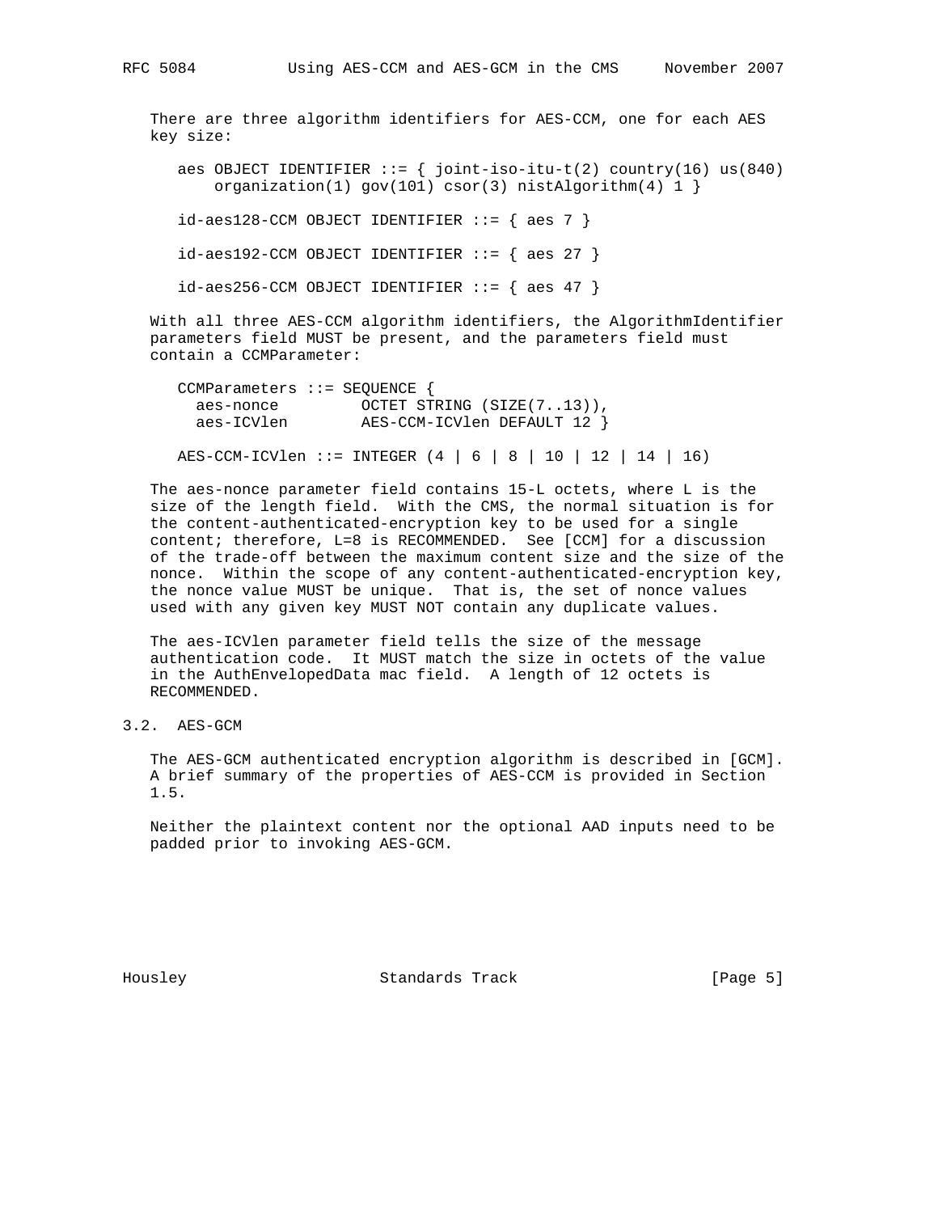There are three algorithm identifiers for AES-CCM, one for each AES key size:

```
aes OBJECT IDENTIFIER ::= { joint-iso-itu-t(2) country(16) us(840)
    organization(1) gov(101) csor(3) nistAlgorithm(4) 1 }

id-aes128-CCM OBJECT IDENTIFIER ::= { aes 7 }

id-aes192-CCM OBJECT IDENTIFIER ::= { aes 27 }

id-aes256-CCM OBJECT IDENTIFIER ::= { aes 47 }
```

With all three AES-CCM algorithm identifiers, the AlgorithmIdentifier parameters field MUST be present, and the parameters field must contain a CCMParameter:

```
CCMParameters ::= SEQUENCE {
  aes-nonce         OCTET STRING (SIZE(7..13)),
  aes-ICVlen        AES-CCM-ICVlen DEFAULT 12 }

AES-CCM-ICVlen ::= INTEGER (4 | 6 | 8 | 10 | 12 | 14 | 16)
```

The aes-nonce parameter field contains 15-L octets, where L is the size of the length field. With the CMS, the normal situation is for the content-authenticated-encryption key to be used for a single content; therefore, L=8 is RECOMMENDED. See [CCM] for a discussion of the trade-off between the maximum content size and the size of the nonce. Within the scope of any content-authenticated-encryption key, the nonce value MUST be unique. That is, the set of nonce values used with any given key MUST NOT contain any duplicate values.

The aes-ICVlen parameter field tells the size of the message authentication code. It MUST match the size in octets of the value in the AuthEnvelopedData mac field. A length of 12 octets is RECOMMENDED.

### 3.2. AES-GCM

The AES-GCM authenticated encryption algorithm is described in [GCM]. A brief summary of the properties of AES-CCM is provided in Section 1.5.

Neither the plaintext content nor the optional AAD inputs need to be padded prior to invoking AES-GCM.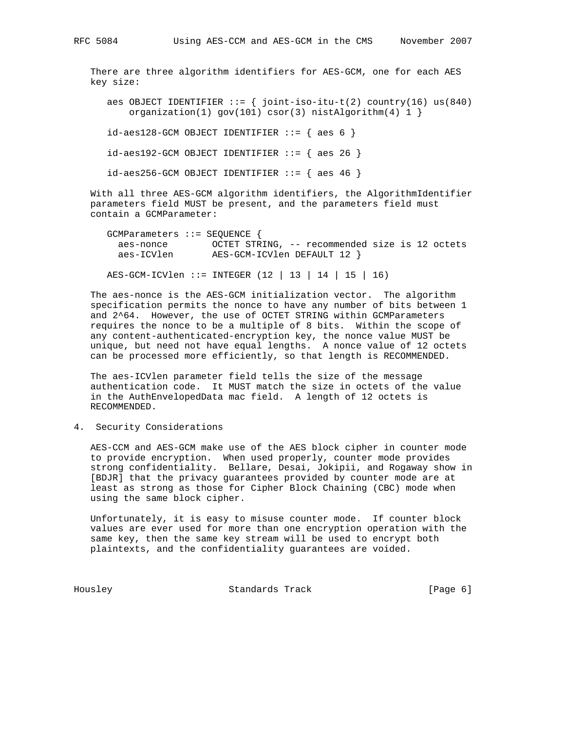There are three algorithm identifiers for AES-GCM, one for each AES key size:

```
aes OBJECT IDENTIFIER ::= { joint-iso-itu-t(2) country(16) us(840)
    organization(1) gov(101) csor(3) nistAlgorithm(4) 1 }

id-aes128-GCM OBJECT IDENTIFIER ::= { aes 6 }

id-aes192-GCM OBJECT IDENTIFIER ::= { aes 26 }

id-aes256-GCM OBJECT IDENTIFIER ::= { aes 46 }
```

With all three AES-GCM algorithm identifiers, the AlgorithmIdentifier parameters field MUST be present, and the parameters field must contain a GCMParameter:

```
GCMParameters ::= SEQUENCE {
  aes-nonce        OCTET STRING, -- recommended size is 12 octets
  aes-ICVlen       AES-GCM-ICVlen DEFAULT 12 }

AES-GCM-ICVlen ::= INTEGER (12 | 13 | 14 | 15 | 16)
```

The aes-nonce is the AES-GCM initialization vector. The algorithm specification permits the nonce to have any number of bits between 1 and $2^{64}$. However, the use of OCTET STRING within GCMParameters requires the nonce to be a multiple of 8 bits. Within the scope of any content-authenticated-encryption key, the nonce value MUST be unique, but need not have equal lengths. A nonce value of 12 octets can be processed more efficiently, so that length is RECOMMENDED.

The aes-ICVlen parameter field tells the size of the message authentication code. It MUST match the size in octets of the value in the AuthEnvelopedData mac field. A length of 12 octets is RECOMMENDED.

## 4. Security Considerations

AES-CCM and AES-GCM make use of the AES block cipher in counter mode to provide encryption. When used properly, counter mode provides strong confidentiality. Bellare, Desai, Jokipii, and Rogaway show in [BDJR] that the privacy guarantees provided by counter mode are at least as strong as those for Cipher Block Chaining (CBC) mode when using the same block cipher.

Unfortunately, it is easy to misuse counter mode. If counter block values are ever used for more than one encryption operation with the same key, then the same key stream will be used to encrypt both plaintexts, and the confidentiality guarantees are voided.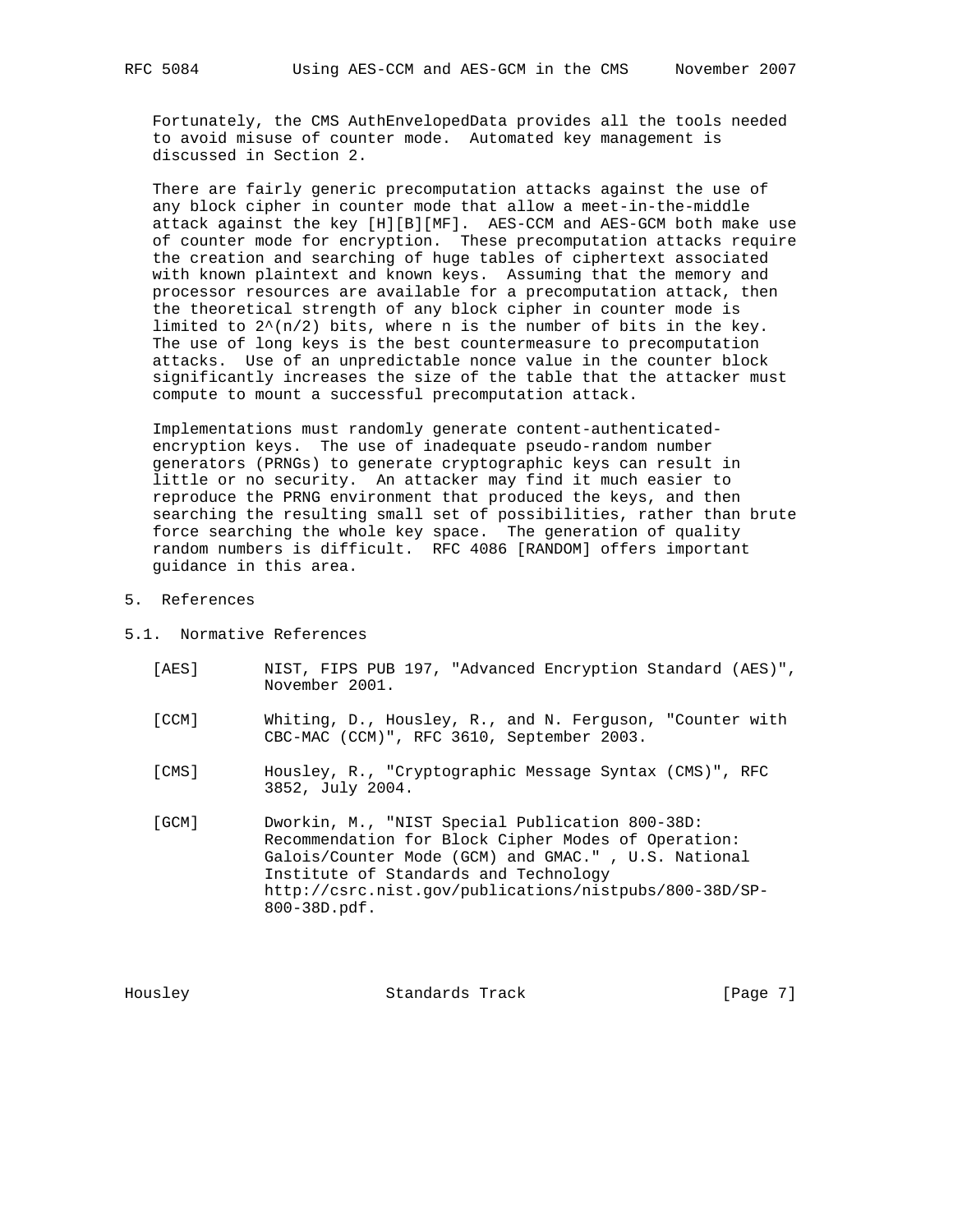Fortunately, the CMS AuthEnvelopedData provides all the tools needed to avoid misuse of counter mode. Automated key management is discussed in Section 2.

There are fairly generic precomputation attacks against the use of any block cipher in counter mode that allow a meet-in-the-middle attack against the key [H][B][MF]. AES-CCM and AES-GCM both make use of counter mode for encryption. These precomputation attacks require the creation and searching of huge tables of ciphertext associated with known plaintext and known keys. Assuming that the memory and processor resources are available for a precomputation attack, then the theoretical strength of any block cipher in counter mode is limited to $2^{(n/2)}$ bits, where n is the number of bits in the key. The use of long keys is the best countermeasure to precomputation attacks. Use of an unpredictable nonce value in the counter block significantly increases the size of the table that the attacker must compute to mount a successful precomputation attack.

Implementations must randomly generate content-authenticated-encryption keys. The use of inadequate pseudo-random number generators (PRNGs) to generate cryptographic keys can result in little or no security. An attacker may find it much easier to reproduce the PRNG environment that produced the keys, and then searching the resulting small set of possibilities, rather than brute force searching the whole key space. The generation of quality random numbers is difficult. RFC 4086 [RANDOM] offers important guidance in this area.

## 5. References

### 5.1. Normative References

[AES] NIST, FIPS PUB 197, "Advanced Encryption Standard (AES)", November 2001.

[CCM] Whiting, D., Housley, R., and N. Ferguson, "Counter with CBC-MAC (CCM)", RFC 3610, September 2003.

[CMS] Housley, R., "Cryptographic Message Syntax (CMS)", RFC 3852, July 2004.

[GCM] Dworkin, M., "NIST Special Publication 800-38D: Recommendation for Block Cipher Modes of Operation: Galois/Counter Mode (GCM) and GMAC." , U.S. National Institute of Standards and Technology http://csrc.nist.gov/publications/nistpubs/800-38D/SP-800-38D.pdf.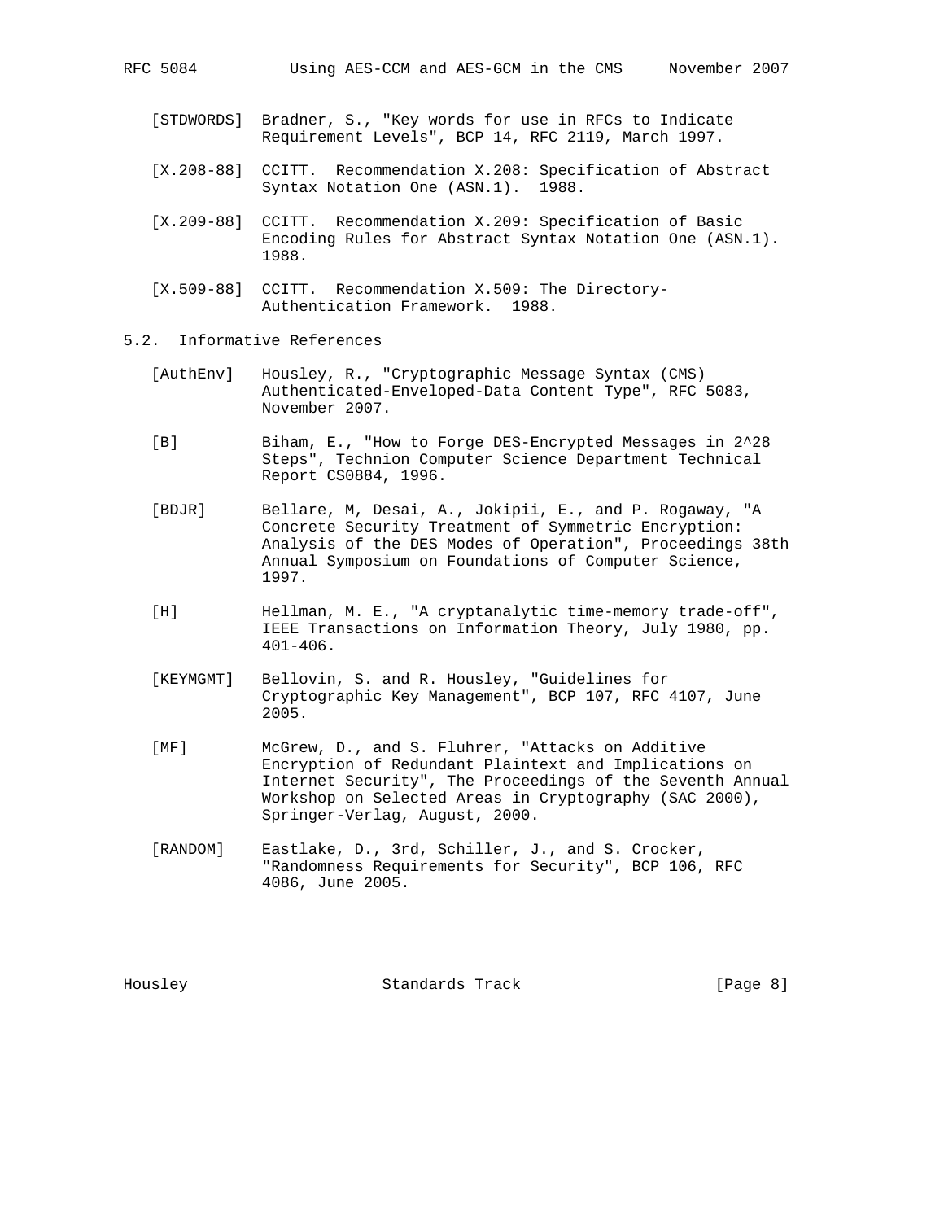[STDWORDS] Bradner, S., "Key words for use in RFCs to Indicate Requirement Levels", BCP 14, RFC 2119, March 1997.

[X.208-88] CCITT. Recommendation X.208: Specification of Abstract Syntax Notation One (ASN.1). 1988.

[X.209-88] CCITT. Recommendation X.209: Specification of Basic Encoding Rules for Abstract Syntax Notation One (ASN.1). 1988.

[X.509-88] CCITT. Recommendation X.509: The Directory-Authentication Framework. 1988.

## 5.2. Informative References

[AuthEnv] Housley, R., "Cryptographic Message Syntax (CMS) Authenticated-Enveloped-Data Content Type", RFC 5083, November 2007.

[B] Biham, E., "How to Forge DES-Encrypted Messages in 2^28 Steps", Technion Computer Science Department Technical Report CS0884, 1996.

[BDJR] Bellare, M, Desai, A., Jokipii, E., and P. Rogaway, "A Concrete Security Treatment of Symmetric Encryption: Analysis of the DES Modes of Operation", Proceedings 38th Annual Symposium on Foundations of Computer Science, 1997.

[H] Hellman, M. E., "A cryptanalytic time-memory trade-off", IEEE Transactions on Information Theory, July 1980, pp. 401-406.

[KEYMGMT] Bellovin, S. and R. Housley, "Guidelines for Cryptographic Key Management", BCP 107, RFC 4107, June 2005.

[MF] McGrew, D., and S. Fluhrer, "Attacks on Additive Encryption of Redundant Plaintext and Implications on Internet Security", The Proceedings of the Seventh Annual Workshop on Selected Areas in Cryptography (SAC 2000), Springer-Verlag, August, 2000.

[RANDOM] Eastlake, D., 3rd, Schiller, J., and S. Crocker, "Randomness Requirements for Security", BCP 106, RFC 4086, June 2005.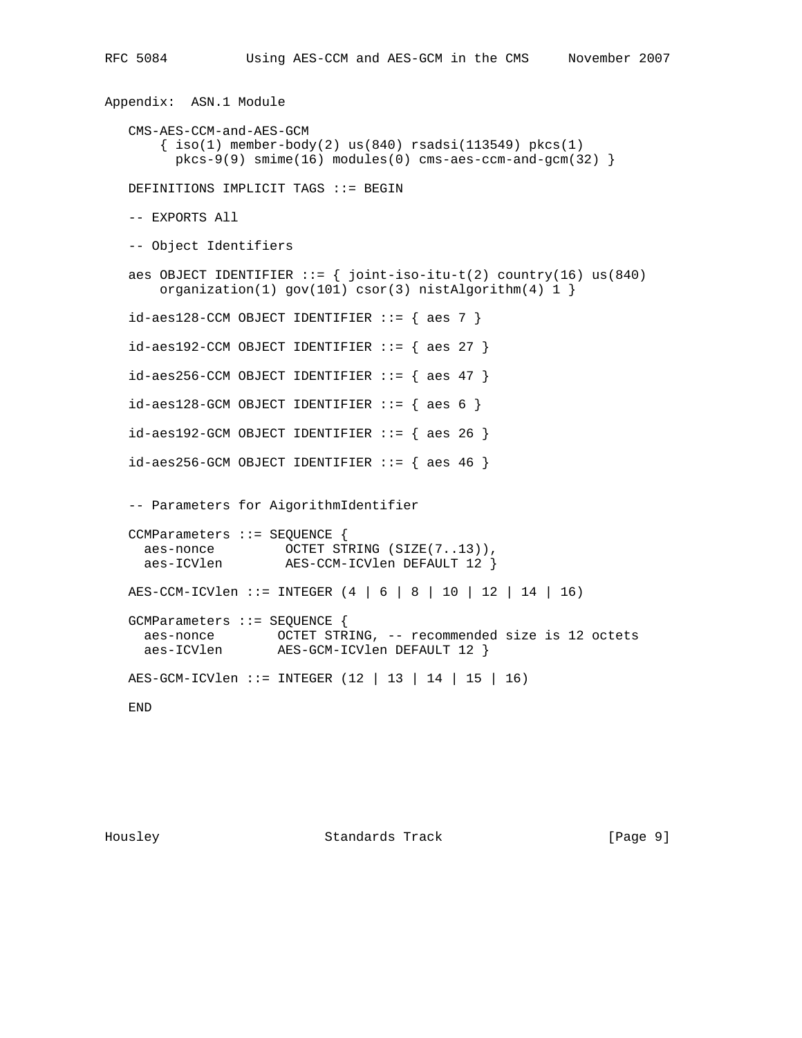## Appendix: ASN.1 Module

```
   CMS-AES-CCM-and-AES-GCM
       { iso(1) member-body(2) us(840) rsadsi(113549) pkcs(1)
         pkcs-9(9) smime(16) modules(0) cms-aes-ccm-and-gcm(32) }

   DEFINITIONS IMPLICIT TAGS ::= BEGIN

   -- EXPORTS All

   -- Object Identifiers

   aes OBJECT IDENTIFIER ::= { joint-iso-itu-t(2) country(16) us(840)
       organization(1) gov(101) csor(3) nistAlgorithm(4) 1 }

   id-aes128-CCM OBJECT IDENTIFIER ::= { aes 7 }

   id-aes192-CCM OBJECT IDENTIFIER ::= { aes 27 }

   id-aes256-CCM OBJECT IDENTIFIER ::= { aes 47 }

   id-aes128-GCM OBJECT IDENTIFIER ::= { aes 6 }

   id-aes192-GCM OBJECT IDENTIFIER ::= { aes 26 }

   id-aes256-GCM OBJECT IDENTIFIER ::= { aes 46 }


   -- Parameters for AigorithmIdentifier

   CCMParameters ::= SEQUENCE {
     aes-nonce         OCTET STRING (SIZE(7..13)),
     aes-ICVlen        AES-CCM-ICVlen DEFAULT 12 }

   AES-CCM-ICVlen ::= INTEGER (4 | 6 | 8 | 10 | 12 | 14 | 16)

   GCMParameters ::= SEQUENCE {
     aes-nonce        OCTET STRING, -- recommended size is 12 octets
     aes-ICVlen       AES-GCM-ICVlen DEFAULT 12 }

   AES-GCM-ICVlen ::= INTEGER (12 | 13 | 14 | 15 | 16)

   END
```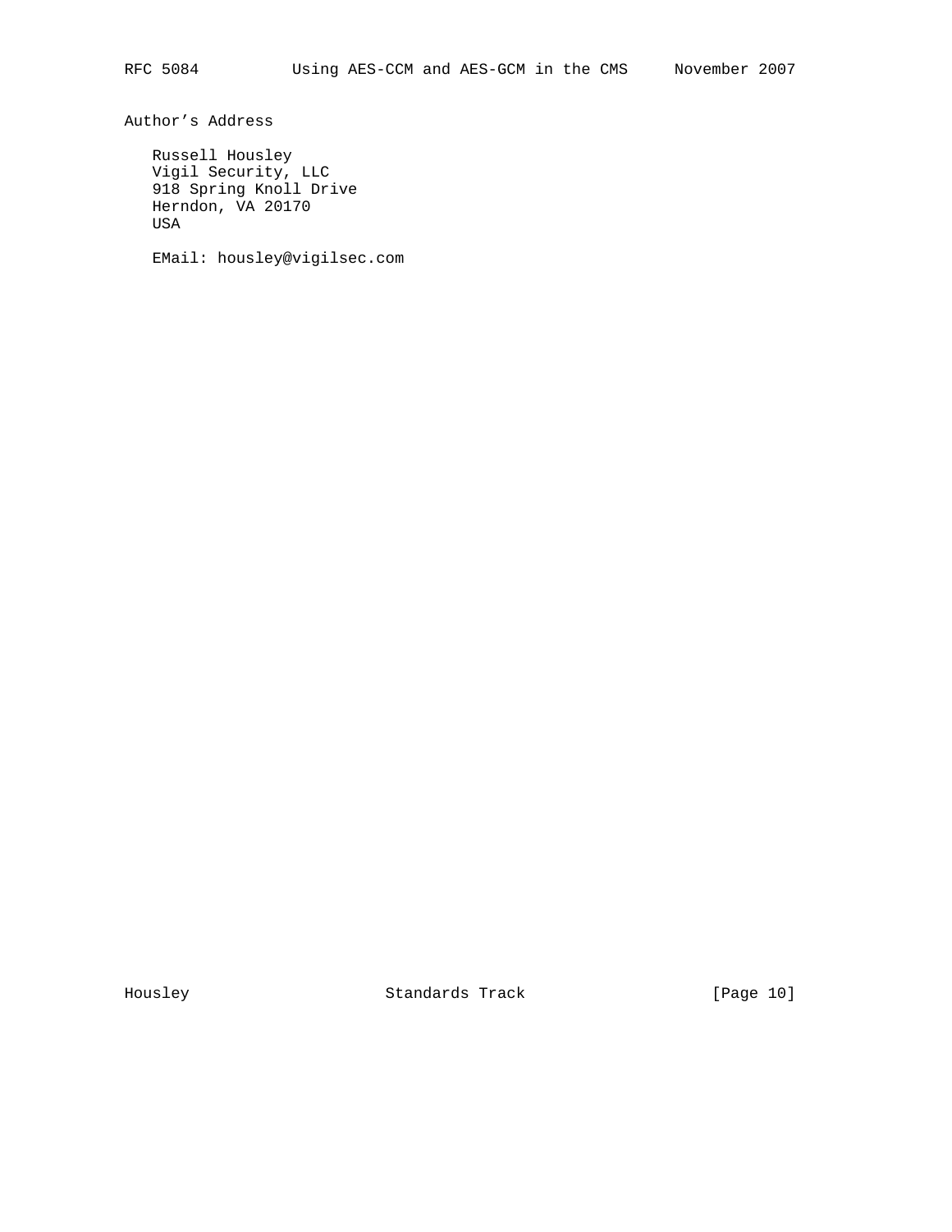## Author's Address

Russell Housley
Vigil Security, LLC
918 Spring Knoll Drive
Herndon, VA 20170
USA

EMail: housley@vigilsec.com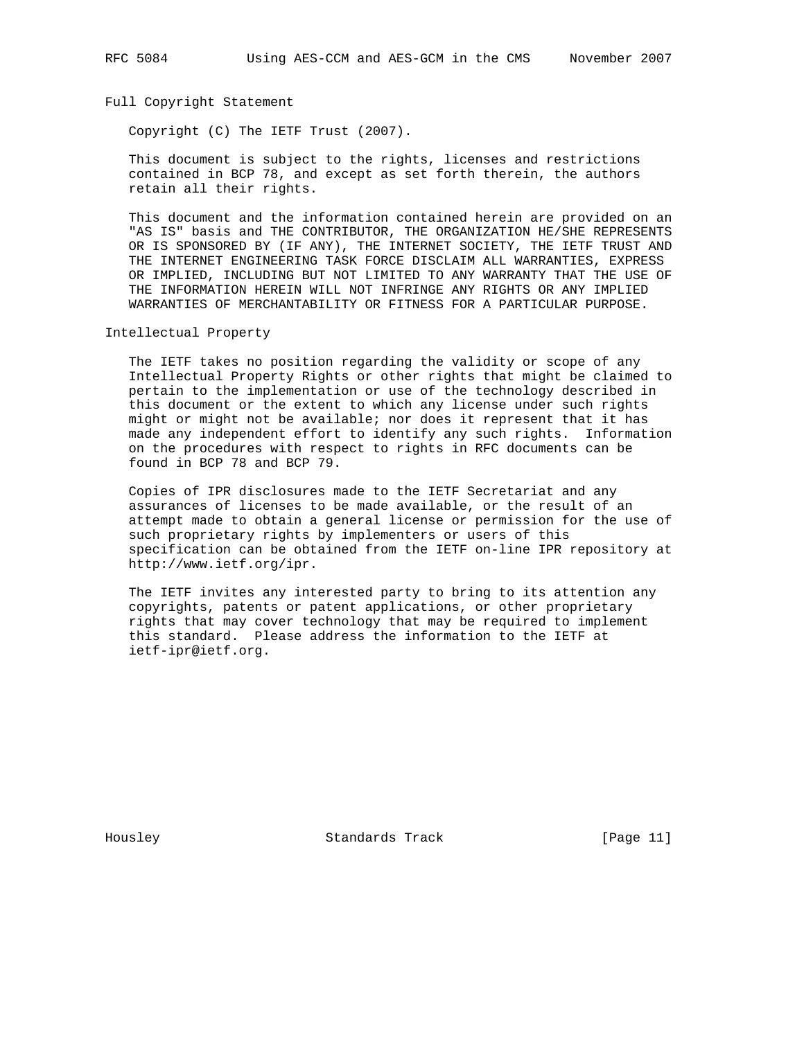## Full Copyright Statement

Copyright (C) The IETF Trust (2007).

This document is subject to the rights, licenses and restrictions contained in BCP 78, and except as set forth therein, the authors retain all their rights.

This document and the information contained herein are provided on an "AS IS" basis and THE CONTRIBUTOR, THE ORGANIZATION HE/SHE REPRESENTS OR IS SPONSORED BY (IF ANY), THE INTERNET SOCIETY, THE IETF TRUST AND THE INTERNET ENGINEERING TASK FORCE DISCLAIM ALL WARRANTIES, EXPRESS OR IMPLIED, INCLUDING BUT NOT LIMITED TO ANY WARRANTY THAT THE USE OF THE INFORMATION HEREIN WILL NOT INFRINGE ANY RIGHTS OR ANY IMPLIED WARRANTIES OF MERCHANTABILITY OR FITNESS FOR A PARTICULAR PURPOSE.

## Intellectual Property

The IETF takes no position regarding the validity or scope of any Intellectual Property Rights or other rights that might be claimed to pertain to the implementation or use of the technology described in this document or the extent to which any license under such rights might or might not be available; nor does it represent that it has made any independent effort to identify any such rights. Information on the procedures with respect to rights in RFC documents can be found in BCP 78 and BCP 79.

Copies of IPR disclosures made to the IETF Secretariat and any assurances of licenses to be made available, or the result of an attempt made to obtain a general license or permission for the use of such proprietary rights by implementers or users of this specification can be obtained from the IETF on-line IPR repository at http://www.ietf.org/ipr.

The IETF invites any interested party to bring to its attention any copyrights, patents or patent applications, or other proprietary rights that may cover technology that may be required to implement this standard. Please address the information to the IETF at ietf-ipr@ietf.org.